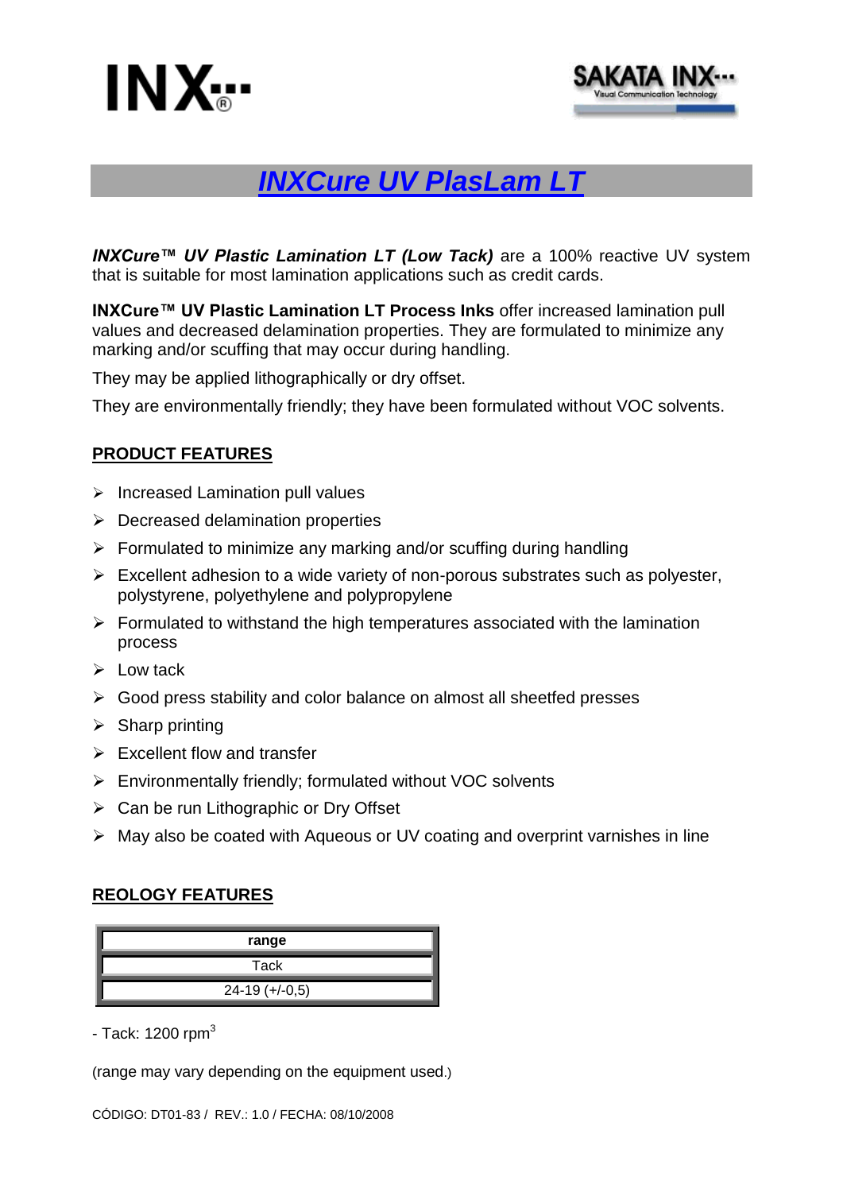# INXCure UV PlasLam LT

***INXCure™ UV Plastic Lamination LT (Low Tack)*** are a 100% reactive UV system that is suitable for most lamination applications such as credit cards.

**INXCure™ UV Plastic Lamination LT Process Inks** offer increased lamination pull values and decreased delamination properties. They are formulated to minimize any marking and/or scuffing that may occur during handling.

They may be applied lithographically or dry offset.

They are environmentally friendly; they have been formulated without VOC solvents.

## PRODUCT FEATURES

- Increased Lamination pull values
- Decreased delamination properties
- Formulated to minimize any marking and/or scuffing during handling
- Excellent adhesion to a wide variety of non-porous substrates such as polyester, polystyrene, polyethylene and polypropylene
- Formulated to withstand the high temperatures associated with the lamination process
- Low tack
- Good press stability and color balance on almost all sheetfed presses
- Sharp printing
- Excellent flow and transfer
- Environmentally friendly; formulated without VOC solvents
- Can be run Lithographic or Dry Offset
- May also be coated with Aqueous or UV coating and overprint varnishes in line

## REOLOGY FEATURES

| range |
|---|
| Tack |
| 24-19 (+/-0,5) |

- Tack: 1200 rpm[3]

(range may vary depending on the equipment used.)

CÓDIGO: DT01-83 / REV.: 1.0 / FECHA: 08/10/2008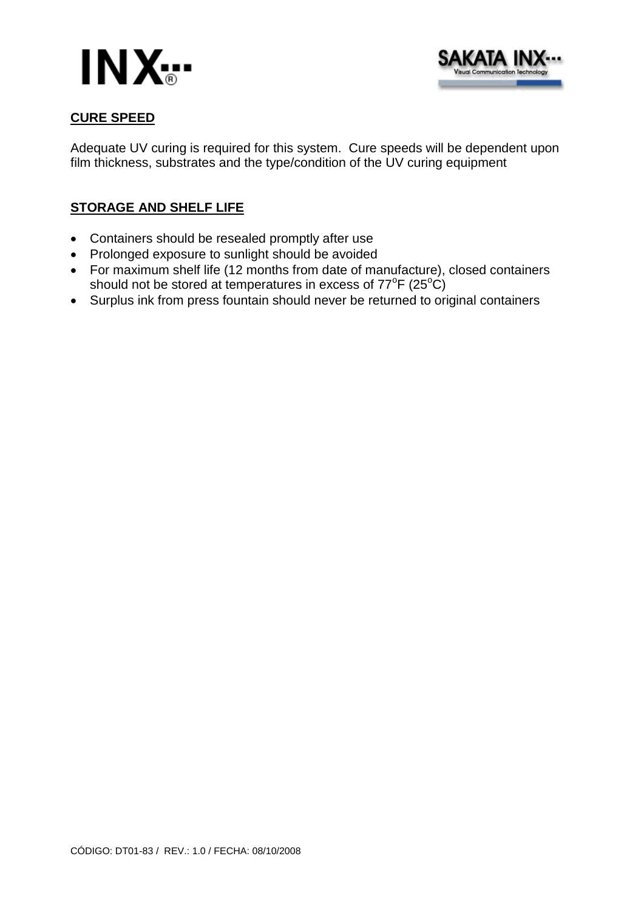## CURE SPEED

Adequate UV curing is required for this system. Cure speeds will be dependent upon film thickness, substrates and the type/condition of the UV curing equipment

## STORAGE AND SHELF LIFE

- Containers should be resealed promptly after use
- Prolonged exposure to sunlight should be avoided
- For maximum shelf life (12 months from date of manufacture), closed containers should not be stored at temperatures in excess of 77$^{o}$F (25$^{o}$C)
- Surplus ink from press fountain should never be returned to original containers

CÓDIGO: DT01-83 / REV.: 1.0 / FECHA: 08/10/2008